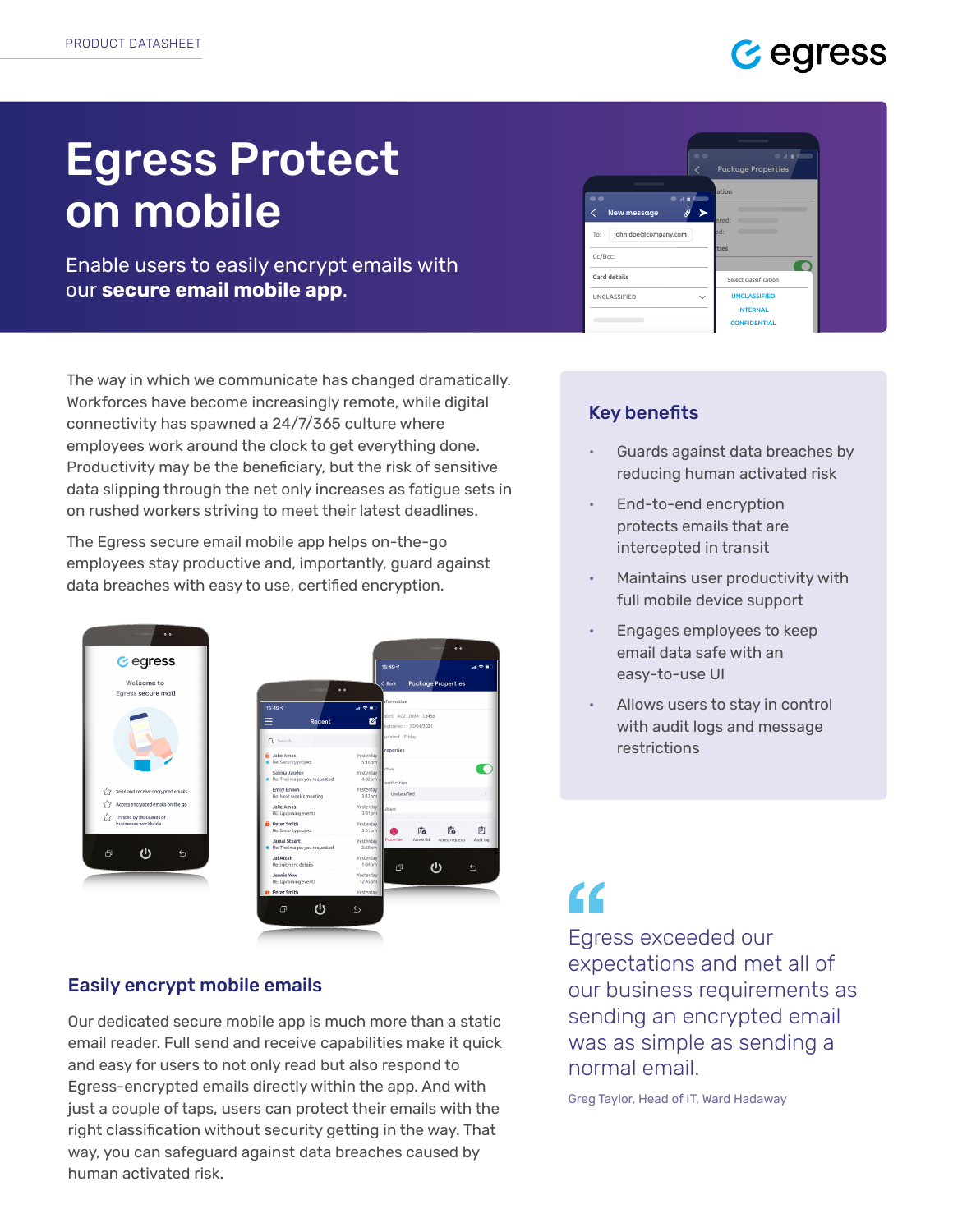PRODUCT DATASHEET

# Egress Protect on mobile

Enable users to easily encrypt emails with our **secure email mobile app**.

The way in which we communicate has changed dramatically. Workforces have become increasingly remote, while digital connectivity has spawned a 24/7/365 culture where employees work around the clock to get everything done. Productivity may be the beneficiary, but the risk of sensitive data slipping through the net only increases as fatigue sets in on rushed workers striving to meet their latest deadlines.

The Egress secure email mobile app helps on-the-go employees stay productive and, importantly, guard against data breaches with easy to use, certified encryption.

## Easily encrypt mobile emails

Our dedicated secure mobile app is much more than a static email reader. Full send and receive capabilities make it quick and easy for users to not only read but also respond to Egress-encrypted emails directly within the app. And with just a couple of taps, users can protect their emails with the right classification without security getting in the way. That way, you can safeguard against data breaches caused by human activated risk.

## Key benefits

- Guards against data breaches by reducing human activated risk
- End-to-end encryption protects emails that are intercepted in transit
- Maintains user productivity with full mobile device support
- Engages employees to keep email data safe with an easy-to-use UI
- Allows users to stay in control with audit logs and message restrictions

> Egress exceeded our expectations and met all of our business requirements as sending an encrypted email was as simple as sending a normal email.
>
> Greg Taylor, Head of IT, Ward Hadaway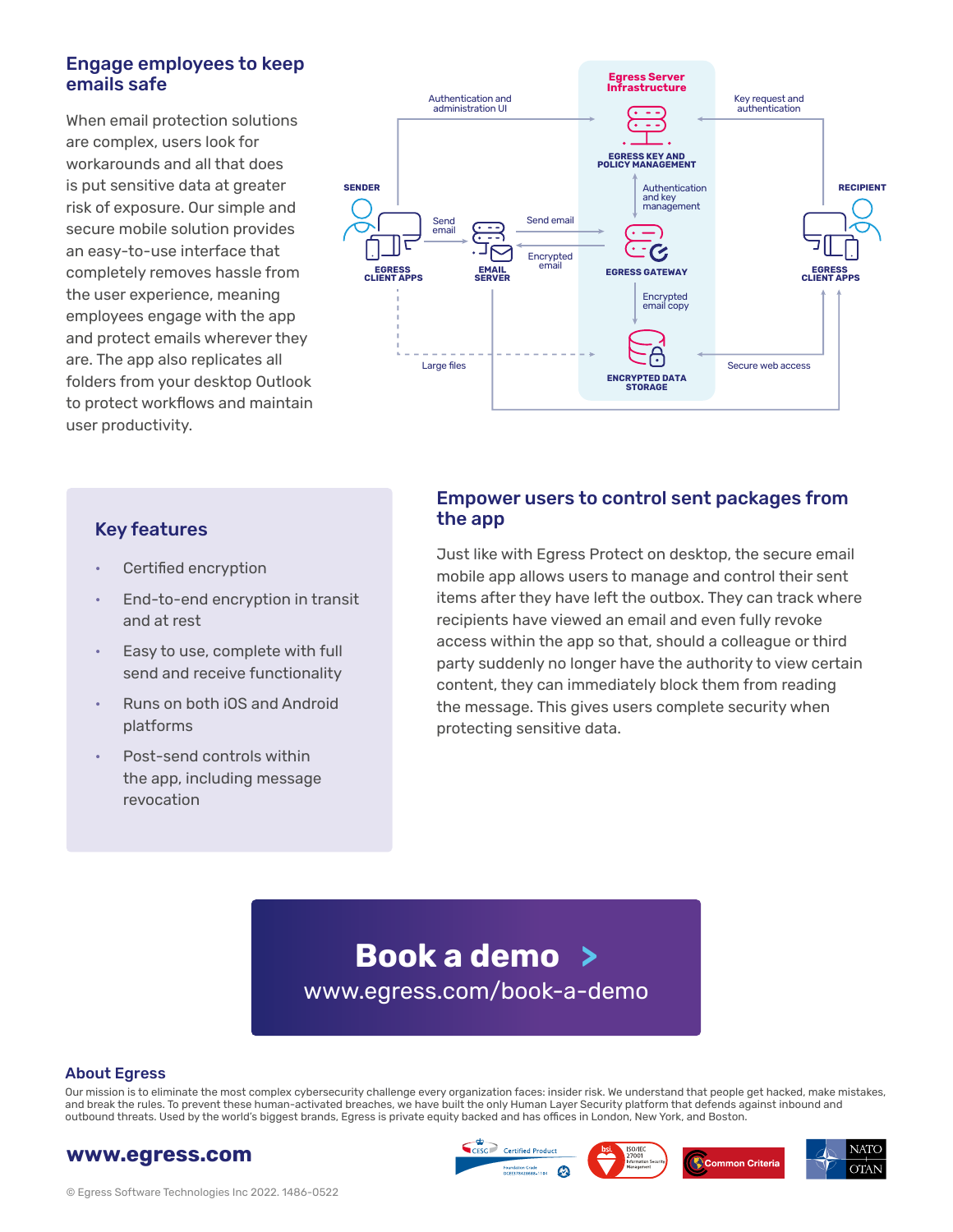## Engage employees to keep emails safe

When email protection solutions are complex, users look for workarounds and all that does is put sensitive data at greater risk of exposure. Our simple and secure mobile solution provides an easy-to-use interface that completely removes hassle from the user experience, meaning employees engage with the app and protect emails wherever they are. The app also replicates all folders from your desktop Outlook to protect workflows and maintain user productivity.

Egress Server Infrastructure

Authentication and administration UI

Key request and authentication

EGRESS KEY AND POLICY MANAGEMENT

SENDER

RECIPIENT

Authentication and key management

Send email

Send email

Encrypted email

EGRESS CLIENT APPS

EMAIL SERVER

EGRESS GATEWAY

EGRESS CLIENT APPS

Encrypted email copy

Large files

Secure web access

ENCRYPTED DATA STORAGE

### Key features

- Certified encryption
- End-to-end encryption in transit and at rest
- Easy to use, complete with full send and receive functionality
- Runs on both iOS and Android platforms
- Post-send controls within the app, including message revocation

## Empower users to control sent packages from the app

Just like with Egress Protect on desktop, the secure email mobile app allows users to manage and control their sent items after they have left the outbox. They can track where recipients have viewed an email and even fully revoke access within the app so that, should a colleague or third party suddenly no longer have the authority to view certain content, they can immediately block them from reading the message. This gives users complete security when protecting sensitive data.

**Book a demo >**

www.egress.com/book-a-demo

### About Egress

Our mission is to eliminate the most complex cybersecurity challenge every organization faces: insider risk. We understand that people get hacked, make mistakes, and break the rules. To prevent these human-activated breaches, we have built the only Human Layer Security platform that defends against inbound and outbound threats. Used by the world's biggest brands, Egress is private equity backed and has offices in London, New York, and Boston.

**www.egress.com**

CESG Certified Product

bsi. ISO/IEC 27001 Information Security Management

Common Criteria

NATO OTAN

© Egress Software Technologies Inc 2022. 1486-0522